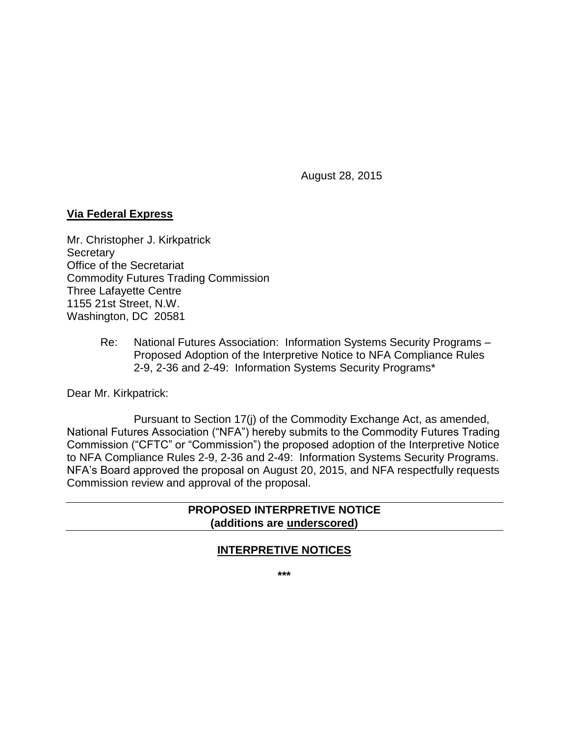August 28, 2015

**<u>Via Federal Express</u>**

Mr. Christopher J. Kirkpatrick
Secretary
Office of the Secretariat
Commodity Futures Trading Commission
Three Lafayette Centre
1155 21st Street, N.W.
Washington, DC 20581

Re: National Futures Association: Information Systems Security Programs – Proposed Adoption of the Interpretive Notice to NFA Compliance Rules 2-9, 2-36 and 2-49: Information Systems Security Programs*

Dear Mr. Kirkpatrick:

Pursuant to Section 17(j) of the Commodity Exchange Act, as amended, National Futures Association ("NFA") hereby submits to the Commodity Futures Trading Commission ("CFTC" or "Commission") the proposed adoption of the Interpretive Notice to NFA Compliance Rules 2-9, 2-36 and 2-49: Information Systems Security Programs. NFA's Board approved the proposal on August 20, 2015, and NFA respectfully requests Commission review and approval of the proposal.

---

**PROPOSED INTERPRETIVE NOTICE**
**(additions are <u>underscored</u>)**

---

**<u>INTERPRETIVE NOTICES</u>**

\*\*\*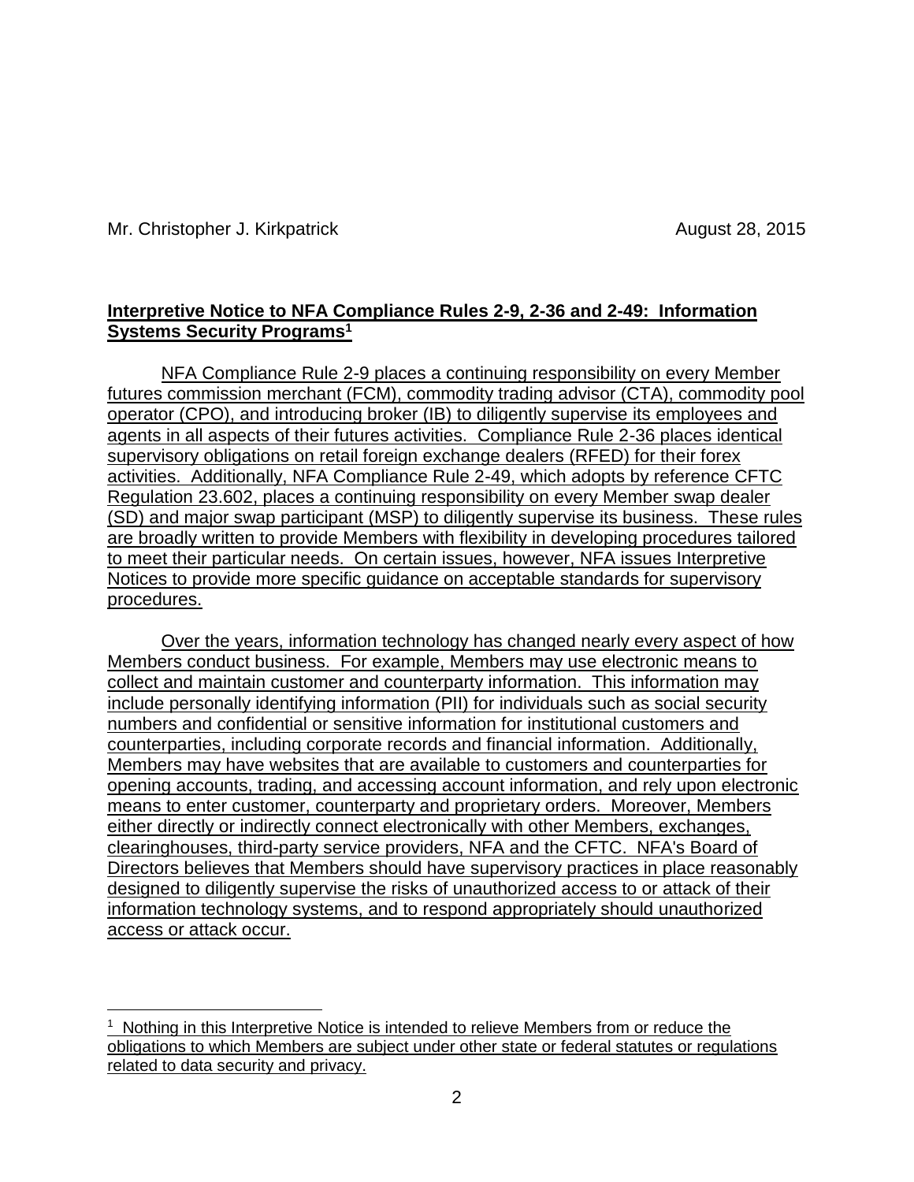Mr. Christopher J. Kirkpatrick August 28, 2015

**Interpretive Notice to NFA Compliance Rules 2-9, 2-36 and 2-49: Information Systems Security Programs[1]**

NFA Compliance Rule 2-9 places a continuing responsibility on every Member futures commission merchant (FCM), commodity trading advisor (CTA), commodity pool operator (CPO), and introducing broker (IB) to diligently supervise its employees and agents in all aspects of their futures activities. Compliance Rule 2-36 places identical supervisory obligations on retail foreign exchange dealers (RFED) for their forex activities. Additionally, NFA Compliance Rule 2-49, which adopts by reference CFTC Regulation 23.602, places a continuing responsibility on every Member swap dealer (SD) and major swap participant (MSP) to diligently supervise its business. These rules are broadly written to provide Members with flexibility in developing procedures tailored to meet their particular needs. On certain issues, however, NFA issues Interpretive Notices to provide more specific guidance on acceptable standards for supervisory procedures.

Over the years, information technology has changed nearly every aspect of how Members conduct business. For example, Members may use electronic means to collect and maintain customer and counterparty information. This information may include personally identifying information (PII) for individuals such as social security numbers and confidential or sensitive information for institutional customers and counterparties, including corporate records and financial information. Additionally, Members may have websites that are available to customers and counterparties for opening accounts, trading, and accessing account information, and rely upon electronic means to enter customer, counterparty and proprietary orders. Moreover, Members either directly or indirectly connect electronically with other Members, exchanges, clearinghouses, third-party service providers, NFA and the CFTC. NFA's Board of Directors believes that Members should have supervisory practices in place reasonably designed to diligently supervise the risks of unauthorized access to or attack of their information technology systems, and to respond appropriately should unauthorized access or attack occur.

[1] Nothing in this Interpretive Notice is intended to relieve Members from or reduce the obligations to which Members are subject under other state or federal statutes or regulations related to data security and privacy.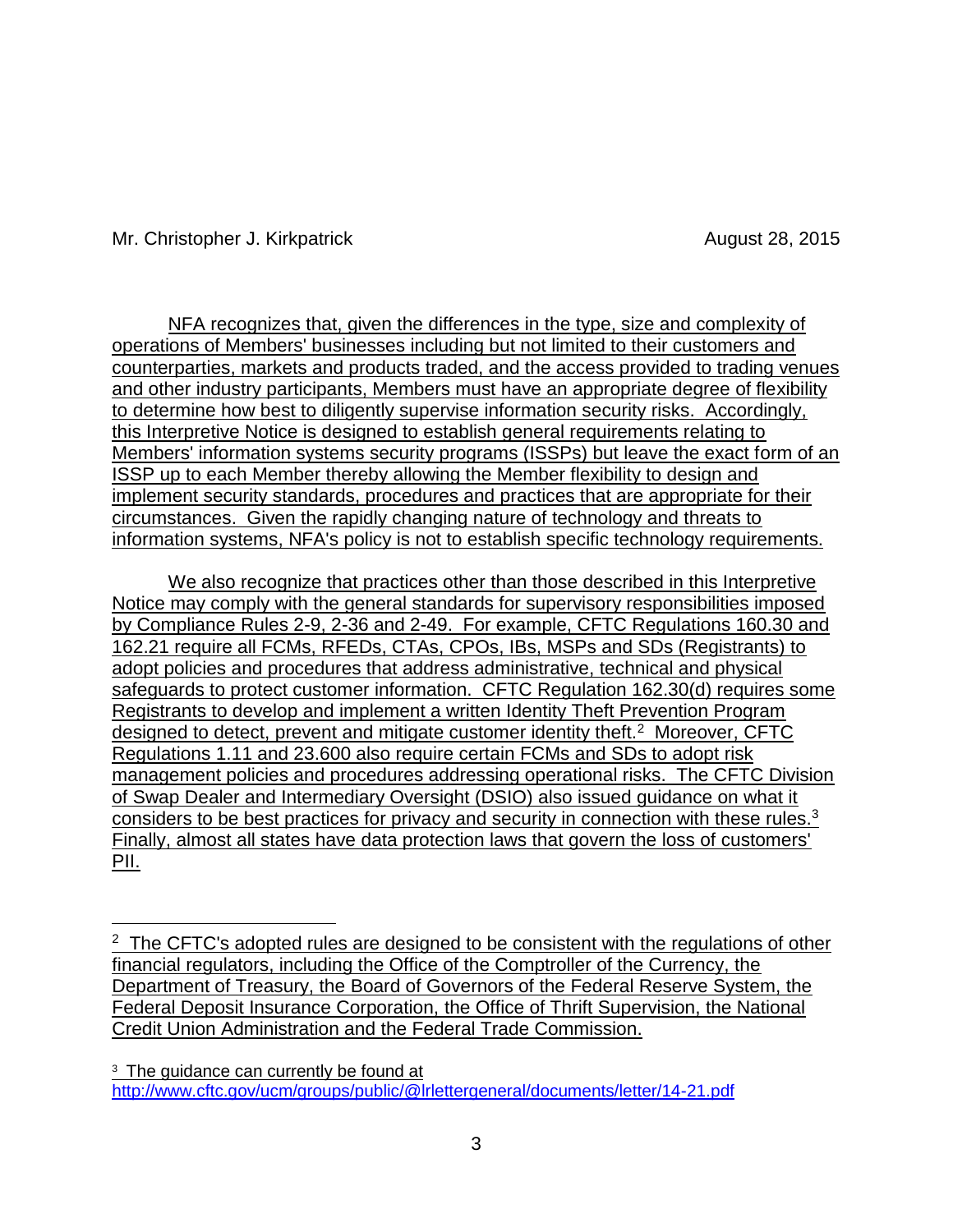NFA recognizes that, given the differences in the type, size and complexity of operations of Members' businesses including but not limited to their customers and counterparties, markets and products traded, and the access provided to trading venues and other industry participants, Members must have an appropriate degree of flexibility to determine how best to diligently supervise information security risks. Accordingly, this Interpretive Notice is designed to establish general requirements relating to Members' information systems security programs (ISSPs) but leave the exact form of an ISSP up to each Member thereby allowing the Member flexibility to design and implement security standards, procedures and practices that are appropriate for their circumstances. Given the rapidly changing nature of technology and threats to information systems, NFA's policy is not to establish specific technology requirements.

We also recognize that practices other than those described in this Interpretive Notice may comply with the general standards for supervisory responsibilities imposed by Compliance Rules 2-9, 2-36 and 2-49. For example, CFTC Regulations 160.30 and 162.21 require all FCMs, RFEDs, CTAs, CPOs, IBs, MSPs and SDs (Registrants) to adopt policies and procedures that address administrative, technical and physical safeguards to protect customer information. CFTC Regulation 162.30(d) requires some Registrants to develop and implement a written Identity Theft Prevention Program designed to detect, prevent and mitigate customer identity theft.[2] Moreover, CFTC Regulations 1.11 and 23.600 also require certain FCMs and SDs to adopt risk management policies and procedures addressing operational risks. The CFTC Division of Swap Dealer and Intermediary Oversight (DSIO) also issued guidance on what it considers to be best practices for privacy and security in connection with these rules.[3] Finally, almost all states have data protection laws that govern the loss of customers' PII.

---

[2] The CFTC's adopted rules are designed to be consistent with the regulations of other financial regulators, including the Office of the Comptroller of the Currency, the Department of Treasury, the Board of Governors of the Federal Reserve System, the Federal Deposit Insurance Corporation, the Office of Thrift Supervision, the National Credit Union Administration and the Federal Trade Commission.

[3] The guidance can currently be found at http://www.cftc.gov/ucm/groups/public/@lrlettergeneral/documents/letter/14-21.pdf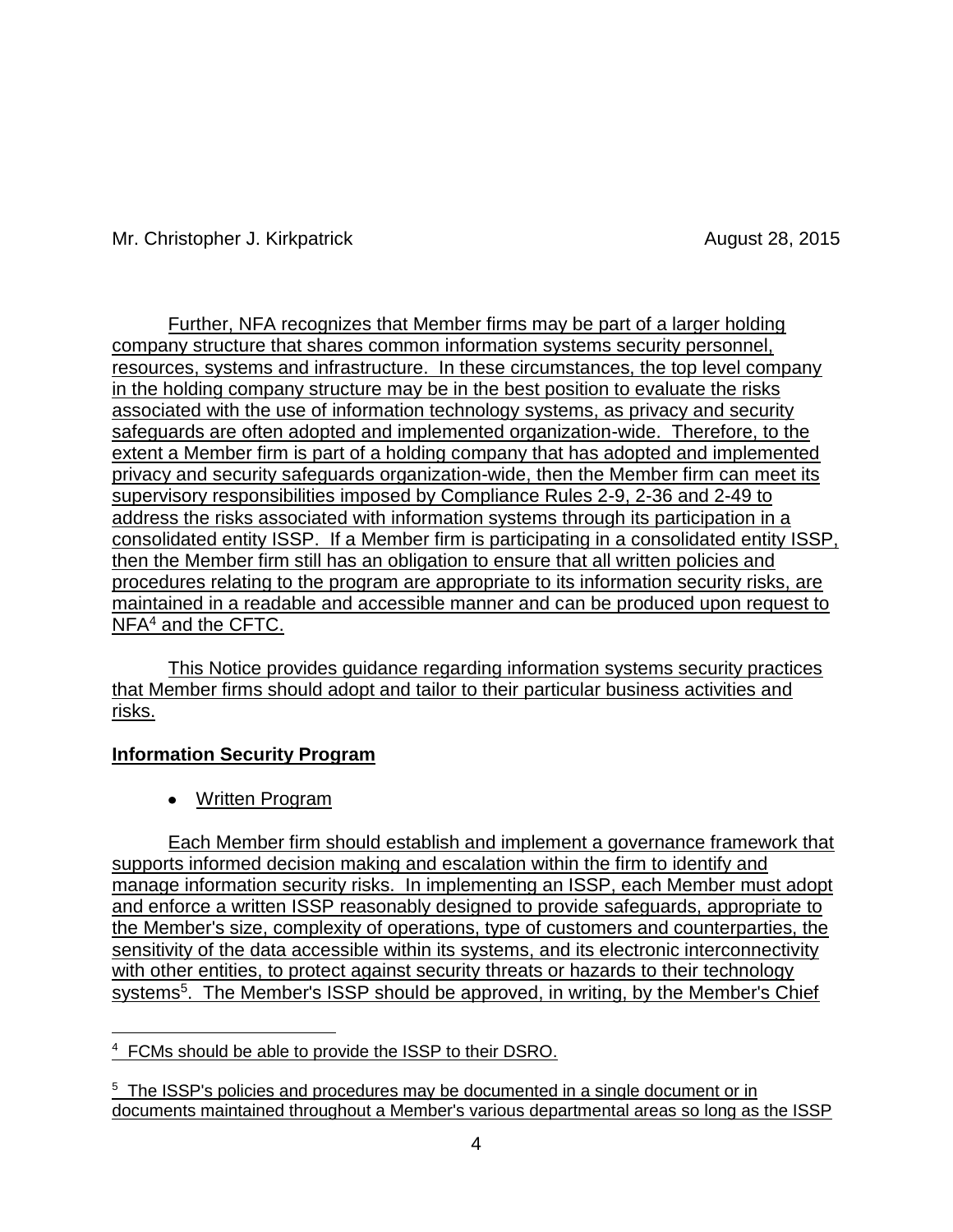Further, NFA recognizes that Member firms may be part of a larger holding company structure that shares common information systems security personnel, resources, systems and infrastructure. In these circumstances, the top level company in the holding company structure may be in the best position to evaluate the risks associated with the use of information technology systems, as privacy and security safeguards are often adopted and implemented organization-wide. Therefore, to the extent a Member firm is part of a holding company that has adopted and implemented privacy and security safeguards organization-wide, then the Member firm can meet its supervisory responsibilities imposed by Compliance Rules 2-9, 2-36 and 2-49 to address the risks associated with information systems through its participation in a consolidated entity ISSP. If a Member firm is participating in a consolidated entity ISSP, then the Member firm still has an obligation to ensure that all written policies and procedures relating to the program are appropriate to its information security risks, are maintained in a readable and accessible manner and can be produced upon request to NFA[4] and the CFTC.

This Notice provides guidance regarding information systems security practices that Member firms should adopt and tailor to their particular business activities and risks.

**Information Security Program**

- Written Program

Each Member firm should establish and implement a governance framework that supports informed decision making and escalation within the firm to identify and manage information security risks. In implementing an ISSP, each Member must adopt and enforce a written ISSP reasonably designed to provide safeguards, appropriate to the Member's size, complexity of operations, type of customers and counterparties, the sensitivity of the data accessible within its systems, and its electronic interconnectivity with other entities, to protect against security threats or hazards to their technology systems[5]. The Member's ISSP should be approved, in writing, by the Member's Chief

---

[4] FCMs should be able to provide the ISSP to their DSRO.

[5] The ISSP's policies and procedures may be documented in a single document or in documents maintained throughout a Member's various departmental areas so long as the ISSP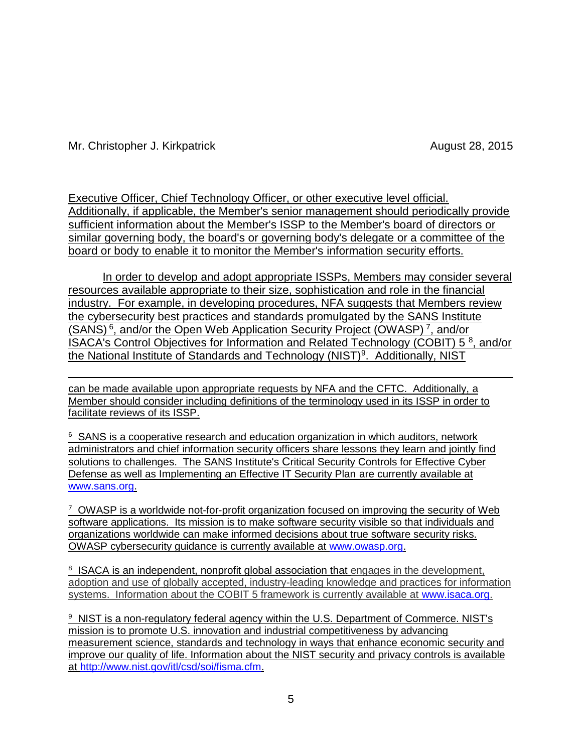Executive Officer, Chief Technology Officer, or other executive level official. Additionally, if applicable, the Member's senior management should periodically provide sufficient information about the Member's ISSP to the Member's board of directors or similar governing body, the board's or governing body's delegate or a committee of the board or body to enable it to monitor the Member's information security efforts.

In order to develop and adopt appropriate ISSPs, Members may consider several resources available appropriate to their size, sophistication and role in the financial industry. For example, in developing procedures, NFA suggests that Members review the cybersecurity best practices and standards promulgated by the SANS Institute (SANS) [6], and/or the Open Web Application Security Project (OWASP) [7], and/or ISACA's Control Objectives for Information and Related Technology (COBIT) 5 [8], and/or the National Institute of Standards and Technology (NIST)[9]. Additionally, NIST

---

can be made available upon appropriate requests by NFA and the CFTC. Additionally, a Member should consider including definitions of the terminology used in its ISSP in order to facilitate reviews of its ISSP.

[6] SANS is a cooperative research and education organization in which auditors, network administrators and chief information security officers share lessons they learn and jointly find solutions to challenges. The SANS Institute's Critical Security Controls for Effective Cyber Defense as well as Implementing an Effective IT Security Plan are currently available at www.sans.org.

[7] OWASP is a worldwide not-for-profit organization focused on improving the security of Web software applications. Its mission is to make software security visible so that individuals and organizations worldwide can make informed decisions about true software security risks. OWASP cybersecurity guidance is currently available at www.owasp.org.

[8] ISACA is an independent, nonprofit global association that engages in the development, adoption and use of globally accepted, industry-leading knowledge and practices for information systems. Information about the COBIT 5 framework is currently available at www.isaca.org.

[9] NIST is a non-regulatory federal agency within the U.S. Department of Commerce. NIST's mission is to promote U.S. innovation and industrial competitiveness by advancing measurement science, standards and technology in ways that enhance economic security and improve our quality of life. Information about the NIST security and privacy controls is available at http://www.nist.gov/itl/csd/soi/fisma.cfm.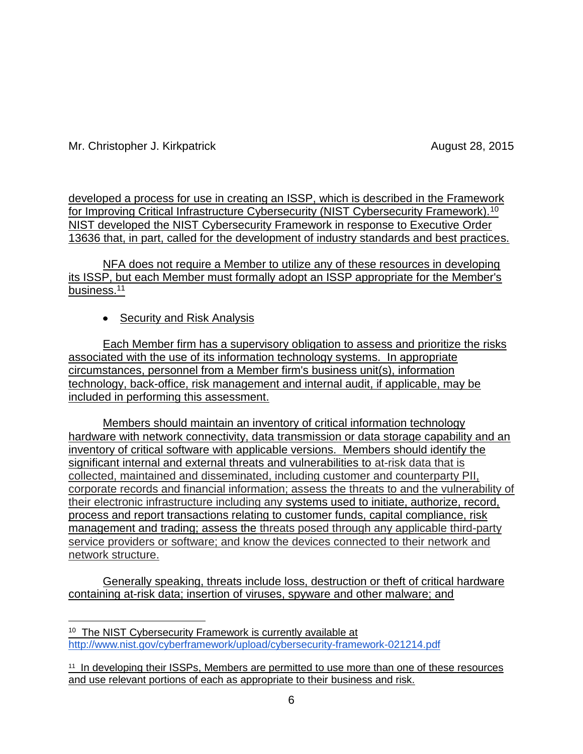developed a process for use in creating an ISSP, which is described in the Framework for Improving Critical Infrastructure Cybersecurity (NIST Cybersecurity Framework).[10] NIST developed the NIST Cybersecurity Framework in response to Executive Order 13636 that, in part, called for the development of industry standards and best practices.

NFA does not require a Member to utilize any of these resources in developing its ISSP, but each Member must formally adopt an ISSP appropriate for the Member's business.[11]

- Security and Risk Analysis

Each Member firm has a supervisory obligation to assess and prioritize the risks associated with the use of its information technology systems. In appropriate circumstances, personnel from a Member firm's business unit(s), information technology, back-office, risk management and internal audit, if applicable, may be included in performing this assessment.

Members should maintain an inventory of critical information technology hardware with network connectivity, data transmission or data storage capability and an inventory of critical software with applicable versions. Members should identify the significant internal and external threats and vulnerabilities to at-risk data that is collected, maintained and disseminated, including customer and counterparty PII, corporate records and financial information; assess the threats to and the vulnerability of their electronic infrastructure including any systems used to initiate, authorize, record, process and report transactions relating to customer funds, capital compliance, risk management and trading; assess the threats posed through any applicable third-party service providers or software; and know the devices connected to their network and network structure.

Generally speaking, threats include loss, destruction or theft of critical hardware containing at-risk data; insertion of viruses, spyware and other malware; and

---

[10] The NIST Cybersecurity Framework is currently available at http://www.nist.gov/cyberframework/upload/cybersecurity-framework-021214.pdf

[11] In developing their ISSPs, Members are permitted to use more than one of these resources and use relevant portions of each as appropriate to their business and risk.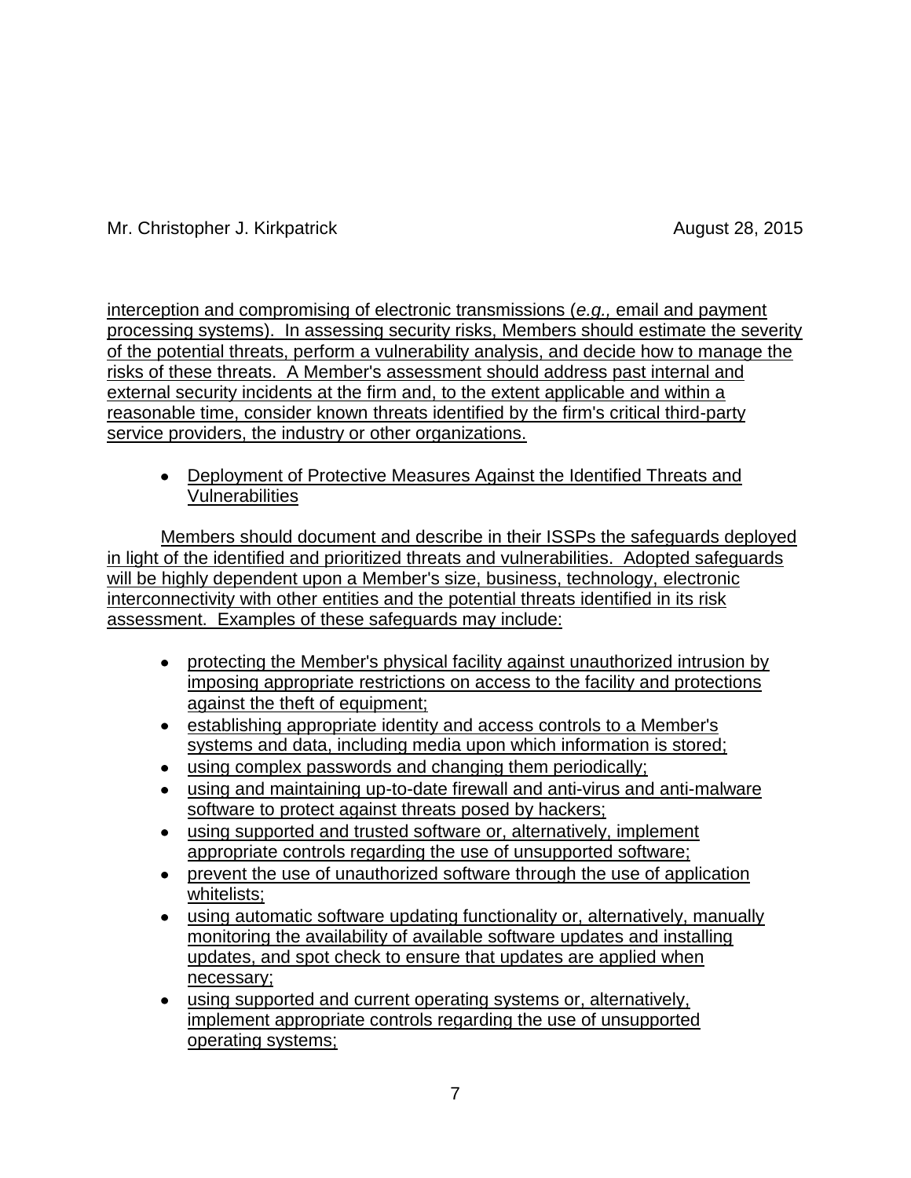interception and compromising of electronic transmissions (*e.g.,* email and payment processing systems). In assessing security risks, Members should estimate the severity of the potential threats, perform a vulnerability analysis, and decide how to manage the risks of these threats. A Member's assessment should address past internal and external security incidents at the firm and, to the extent applicable and within a reasonable time, consider known threats identified by the firm's critical third-party service providers, the industry or other organizations.

- Deployment of Protective Measures Against the Identified Threats and Vulnerabilities

Members should document and describe in their ISSPs the safeguards deployed in light of the identified and prioritized threats and vulnerabilities. Adopted safeguards will be highly dependent upon a Member's size, business, technology, electronic interconnectivity with other entities and the potential threats identified in its risk assessment. Examples of these safeguards may include:

- protecting the Member's physical facility against unauthorized intrusion by imposing appropriate restrictions on access to the facility and protections against the theft of equipment;
- establishing appropriate identity and access controls to a Member's systems and data, including media upon which information is stored;
- using complex passwords and changing them periodically;
- using and maintaining up-to-date firewall and anti-virus and anti-malware software to protect against threats posed by hackers;
- using supported and trusted software or, alternatively, implement appropriate controls regarding the use of unsupported software;
- prevent the use of unauthorized software through the use of application whitelists;
- using automatic software updating functionality or, alternatively, manually monitoring the availability of available software updates and installing updates, and spot check to ensure that updates are applied when necessary;
- using supported and current operating systems or, alternatively, implement appropriate controls regarding the use of unsupported operating systems;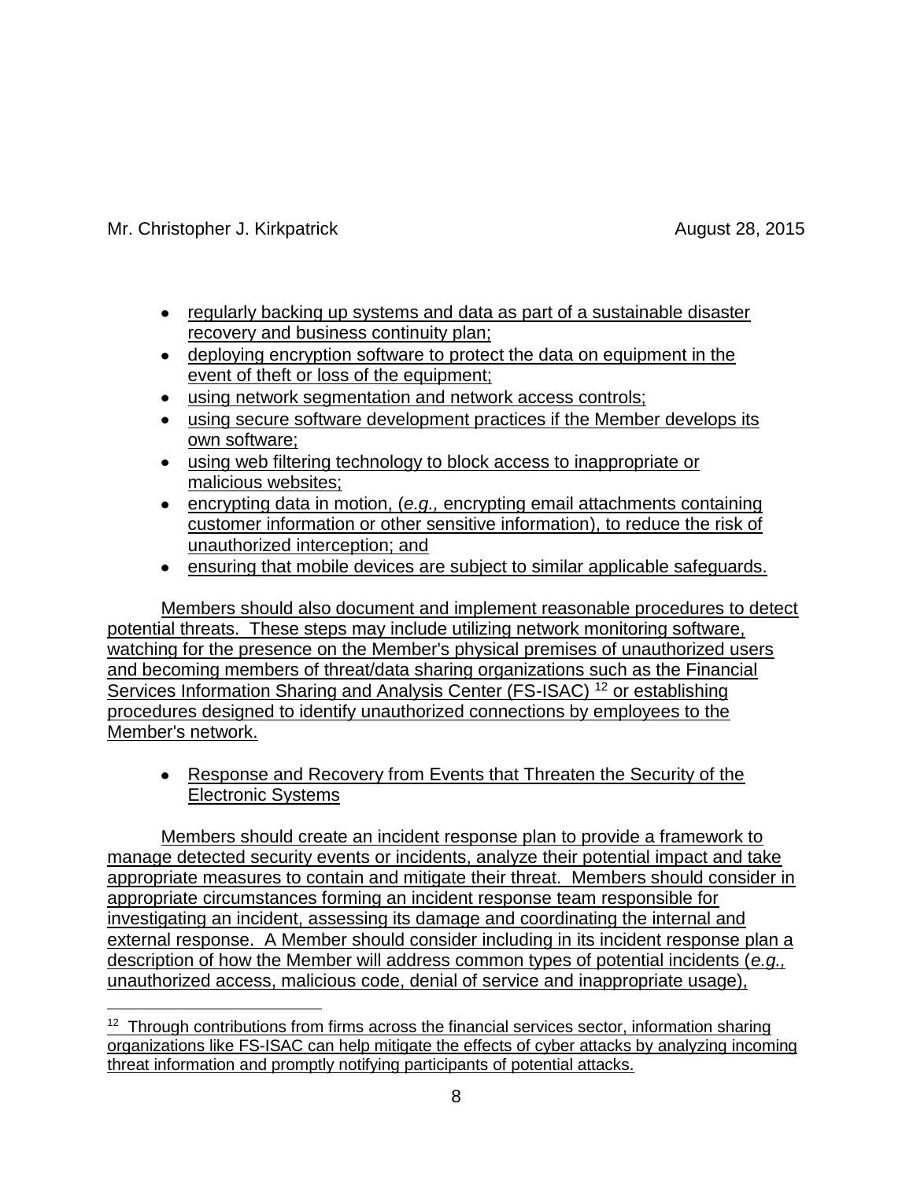- regularly backing up systems and data as part of a sustainable disaster recovery and business continuity plan;
- deploying encryption software to protect the data on equipment in the event of theft or loss of the equipment;
- using network segmentation and network access controls;
- using secure software development practices if the Member develops its own software;
- using web filtering technology to block access to inappropriate or malicious websites;
- encrypting data in motion, (*e.g.,* encrypting email attachments containing customer information or other sensitive information), to reduce the risk of unauthorized interception; and
- ensuring that mobile devices are subject to similar applicable safeguards.

Members should also document and implement reasonable procedures to detect potential threats. These steps may include utilizing network monitoring software, watching for the presence on the Member's physical premises of unauthorized users and becoming members of threat/data sharing organizations such as the Financial Services Information Sharing and Analysis Center (FS-ISAC) [12] or establishing procedures designed to identify unauthorized connections by employees to the Member's network.

- Response and Recovery from Events that Threaten the Security of the Electronic Systems

Members should create an incident response plan to provide a framework to manage detected security events or incidents, analyze their potential impact and take appropriate measures to contain and mitigate their threat. Members should consider in appropriate circumstances forming an incident response team responsible for investigating an incident, assessing its damage and coordinating the internal and external response. A Member should consider including in its incident response plan a description of how the Member will address common types of potential incidents (*e.g.,* unauthorized access, malicious code, denial of service and inappropriate usage),

[12] Through contributions from firms across the financial services sector, information sharing organizations like FS-ISAC can help mitigate the effects of cyber attacks by analyzing incoming threat information and promptly notifying participants of potential attacks.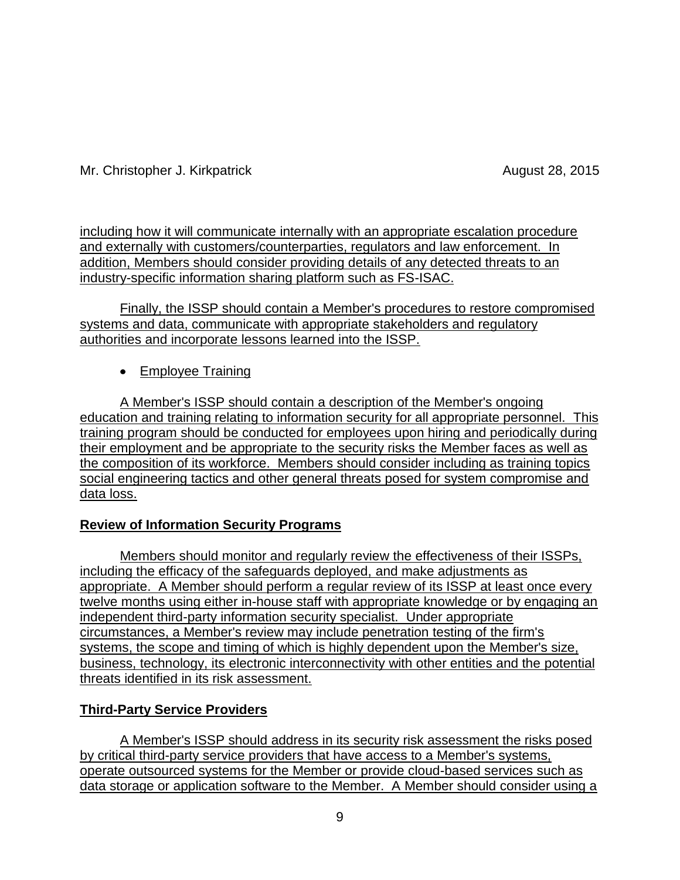including how it will communicate internally with an appropriate escalation procedure and externally with customers/counterparties, regulators and law enforcement. In addition, Members should consider providing details of any detected threats to an industry-specific information sharing platform such as FS-ISAC.

Finally, the ISSP should contain a Member's procedures to restore compromised systems and data, communicate with appropriate stakeholders and regulatory authorities and incorporate lessons learned into the ISSP.

- Employee Training

A Member's ISSP should contain a description of the Member's ongoing education and training relating to information security for all appropriate personnel. This training program should be conducted for employees upon hiring and periodically during their employment and be appropriate to the security risks the Member faces as well as the composition of its workforce. Members should consider including as training topics social engineering tactics and other general threats posed for system compromise and data loss.

**Review of Information Security Programs**

Members should monitor and regularly review the effectiveness of their ISSPs, including the efficacy of the safeguards deployed, and make adjustments as appropriate. A Member should perform a regular review of its ISSP at least once every twelve months using either in-house staff with appropriate knowledge or by engaging an independent third-party information security specialist. Under appropriate circumstances, a Member's review may include penetration testing of the firm's systems, the scope and timing of which is highly dependent upon the Member's size, business, technology, its electronic interconnectivity with other entities and the potential threats identified in its risk assessment.

**Third-Party Service Providers**

A Member's ISSP should address in its security risk assessment the risks posed by critical third-party service providers that have access to a Member's systems, operate outsourced systems for the Member or provide cloud-based services such as data storage or application software to the Member. A Member should consider using a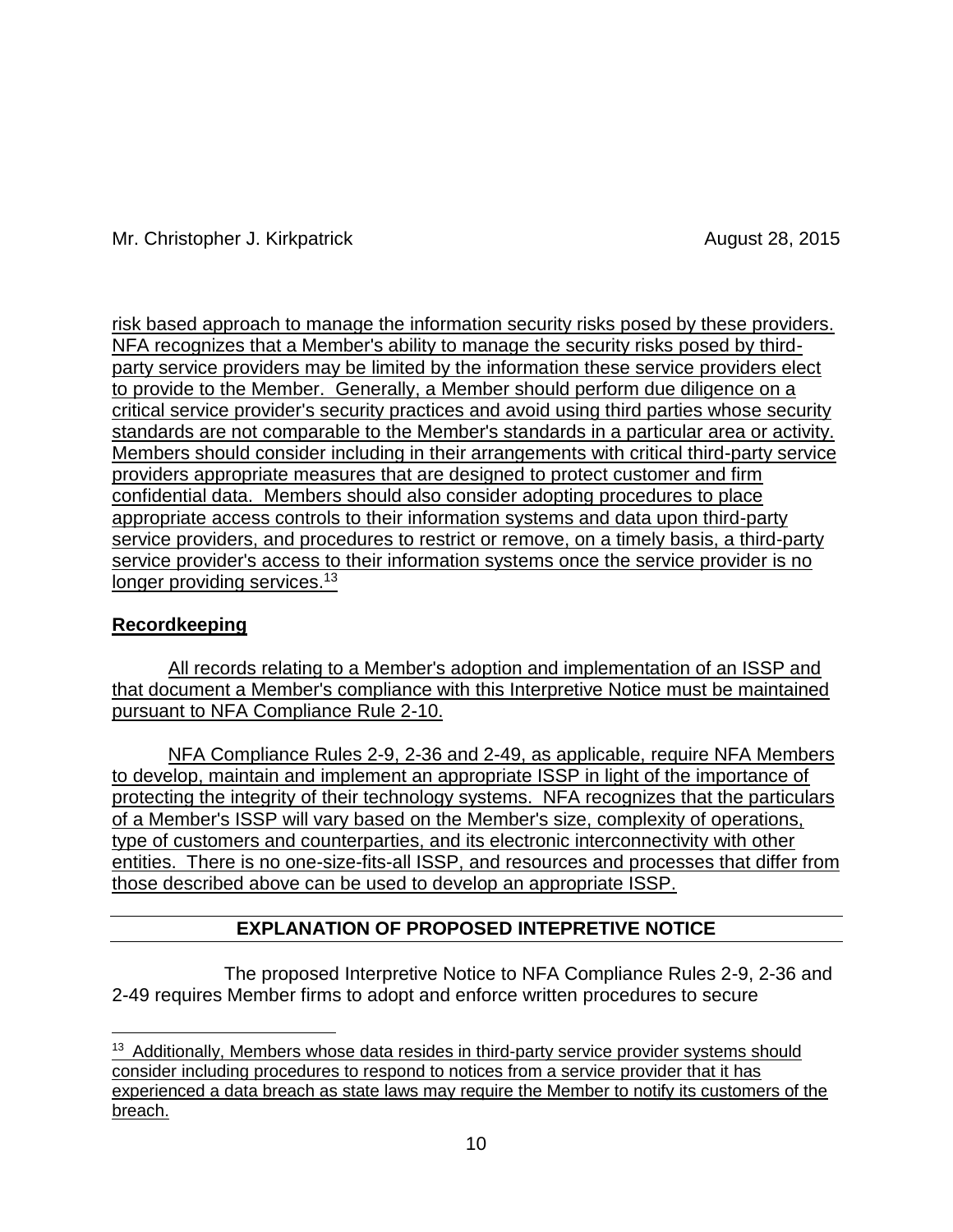risk based approach to manage the information security risks posed by these providers. NFA recognizes that a Member's ability to manage the security risks posed by third-party service providers may be limited by the information these service providers elect to provide to the Member. Generally, a Member should perform due diligence on a critical service provider's security practices and avoid using third parties whose security standards are not comparable to the Member's standards in a particular area or activity. Members should consider including in their arrangements with critical third-party service providers appropriate measures that are designed to protect customer and firm confidential data. Members should also consider adopting procedures to place appropriate access controls to their information systems and data upon third-party service providers, and procedures to restrict or remove, on a timely basis, a third-party service provider's access to their information systems once the service provider is no longer providing services.[13]

**Recordkeeping**

All records relating to a Member's adoption and implementation of an ISSP and that document a Member's compliance with this Interpretive Notice must be maintained pursuant to NFA Compliance Rule 2-10.

NFA Compliance Rules 2-9, 2-36 and 2-49, as applicable, require NFA Members to develop, maintain and implement an appropriate ISSP in light of the importance of protecting the integrity of their technology systems. NFA recognizes that the particulars of a Member's ISSP will vary based on the Member's size, complexity of operations, type of customers and counterparties, and its electronic interconnectivity with other entities. There is no one-size-fits-all ISSP, and resources and processes that differ from those described above can be used to develop an appropriate ISSP.

## EXPLANATION OF PROPOSED INTEPRETIVE NOTICE

The proposed Interpretive Notice to NFA Compliance Rules 2-9, 2-36 and 2-49 requires Member firms to adopt and enforce written procedures to secure

[13] Additionally, Members whose data resides in third-party service provider systems should consider including procedures to respond to notices from a service provider that it has experienced a data breach as state laws may require the Member to notify its customers of the breach.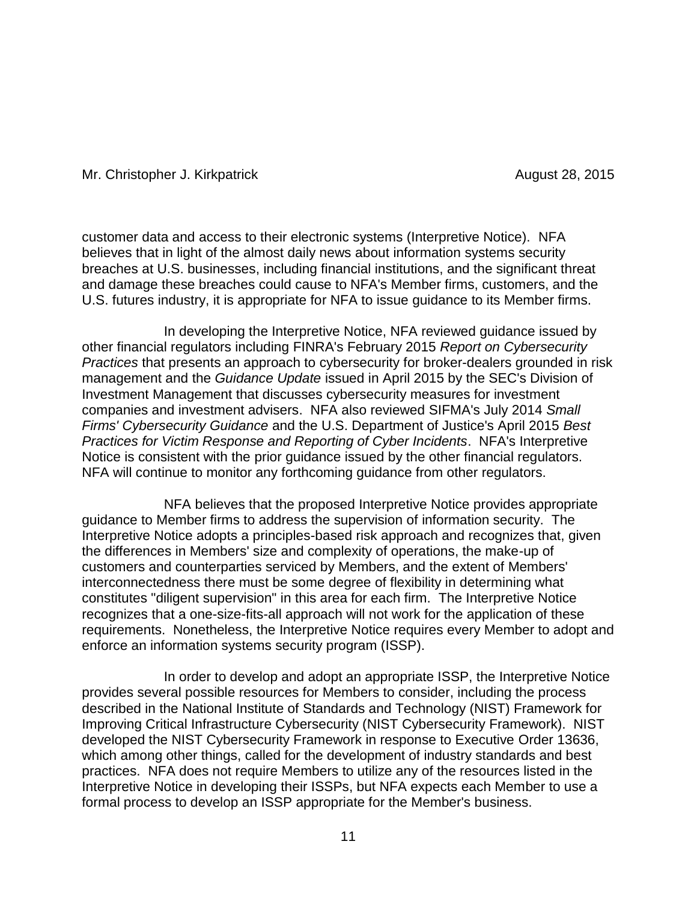customer data and access to their electronic systems (Interpretive Notice). NFA believes that in light of the almost daily news about information systems security breaches at U.S. businesses, including financial institutions, and the significant threat and damage these breaches could cause to NFA's Member firms, customers, and the U.S. futures industry, it is appropriate for NFA to issue guidance to its Member firms.

In developing the Interpretive Notice, NFA reviewed guidance issued by other financial regulators including FINRA's February 2015 *Report on Cybersecurity Practices* that presents an approach to cybersecurity for broker-dealers grounded in risk management and the *Guidance Update* issued in April 2015 by the SEC's Division of Investment Management that discusses cybersecurity measures for investment companies and investment advisers. NFA also reviewed SIFMA's July 2014 *Small Firms' Cybersecurity Guidance* and the U.S. Department of Justice's April 2015 *Best Practices for Victim Response and Reporting of Cyber Incidents*. NFA's Interpretive Notice is consistent with the prior guidance issued by the other financial regulators. NFA will continue to monitor any forthcoming guidance from other regulators.

NFA believes that the proposed Interpretive Notice provides appropriate guidance to Member firms to address the supervision of information security. The Interpretive Notice adopts a principles-based risk approach and recognizes that, given the differences in Members' size and complexity of operations, the make-up of customers and counterparties serviced by Members, and the extent of Members' interconnectedness there must be some degree of flexibility in determining what constitutes "diligent supervision" in this area for each firm. The Interpretive Notice recognizes that a one-size-fits-all approach will not work for the application of these requirements. Nonetheless, the Interpretive Notice requires every Member to adopt and enforce an information systems security program (ISSP).

In order to develop and adopt an appropriate ISSP, the Interpretive Notice provides several possible resources for Members to consider, including the process described in the National Institute of Standards and Technology (NIST) Framework for Improving Critical Infrastructure Cybersecurity (NIST Cybersecurity Framework). NIST developed the NIST Cybersecurity Framework in response to Executive Order 13636, which among other things, called for the development of industry standards and best practices. NFA does not require Members to utilize any of the resources listed in the Interpretive Notice in developing their ISSPs, but NFA expects each Member to use a formal process to develop an ISSP appropriate for the Member's business.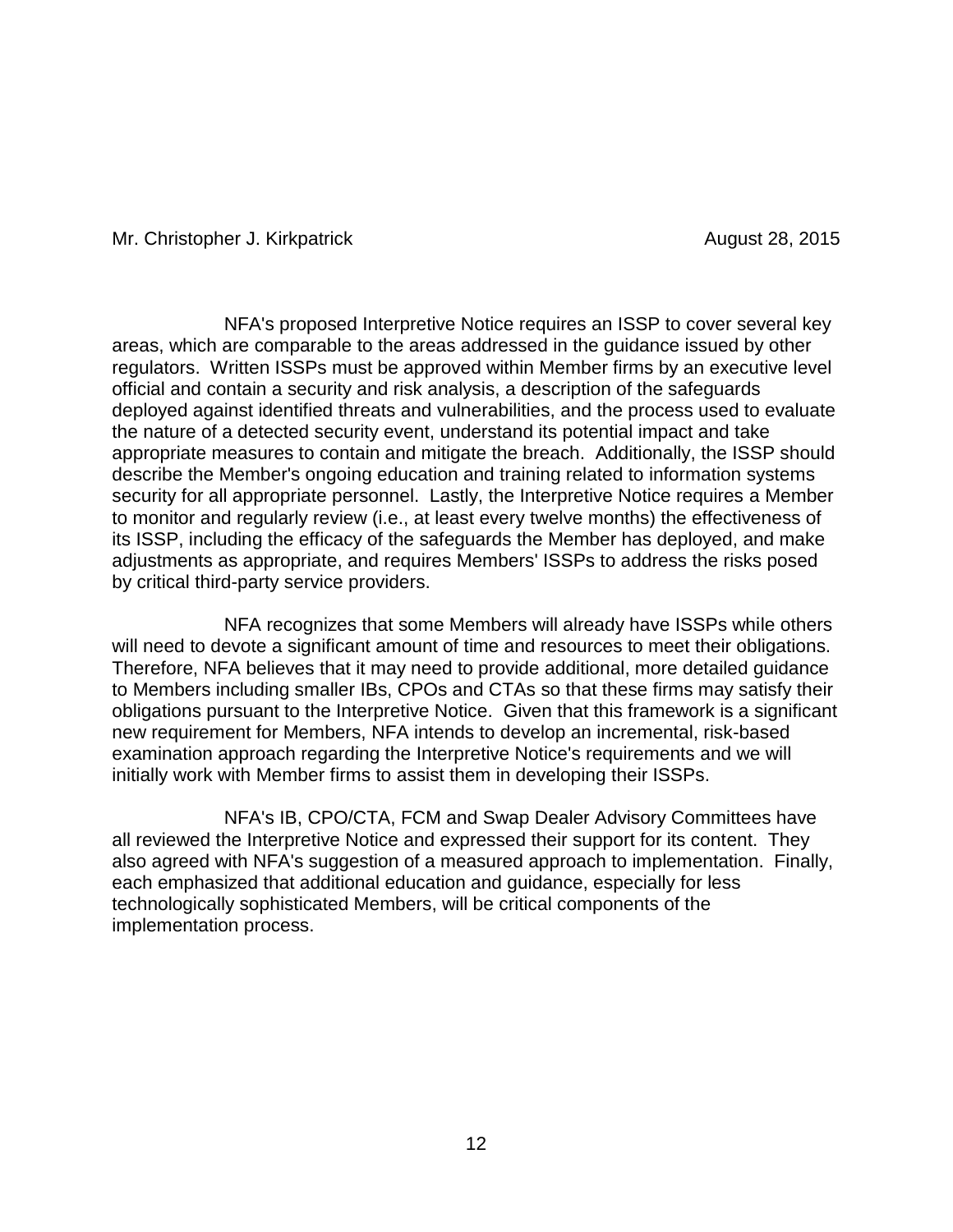NFA's proposed Interpretive Notice requires an ISSP to cover several key areas, which are comparable to the areas addressed in the guidance issued by other regulators. Written ISSPs must be approved within Member firms by an executive level official and contain a security and risk analysis, a description of the safeguards deployed against identified threats and vulnerabilities, and the process used to evaluate the nature of a detected security event, understand its potential impact and take appropriate measures to contain and mitigate the breach. Additionally, the ISSP should describe the Member's ongoing education and training related to information systems security for all appropriate personnel. Lastly, the Interpretive Notice requires a Member to monitor and regularly review (i.e., at least every twelve months) the effectiveness of its ISSP, including the efficacy of the safeguards the Member has deployed, and make adjustments as appropriate, and requires Members' ISSPs to address the risks posed by critical third-party service providers.

NFA recognizes that some Members will already have ISSPs while others will need to devote a significant amount of time and resources to meet their obligations. Therefore, NFA believes that it may need to provide additional, more detailed guidance to Members including smaller IBs, CPOs and CTAs so that these firms may satisfy their obligations pursuant to the Interpretive Notice. Given that this framework is a significant new requirement for Members, NFA intends to develop an incremental, risk-based examination approach regarding the Interpretive Notice's requirements and we will initially work with Member firms to assist them in developing their ISSPs.

NFA's IB, CPO/CTA, FCM and Swap Dealer Advisory Committees have all reviewed the Interpretive Notice and expressed their support for its content. They also agreed with NFA's suggestion of a measured approach to implementation. Finally, each emphasized that additional education and guidance, especially for less technologically sophisticated Members, will be critical components of the implementation process.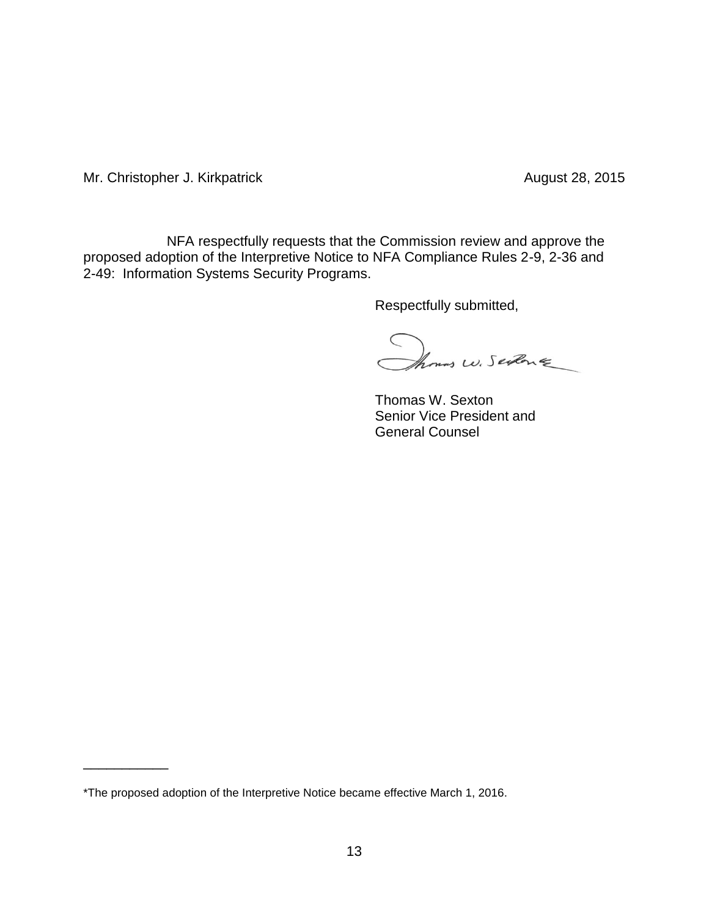Mr. Christopher J. Kirkpatrick August 28, 2015

NFA respectfully requests that the Commission review and approve the proposed adoption of the Interpretive Notice to NFA Compliance Rules 2-9, 2-36 and 2-49: Information Systems Security Programs.

Respectfully submitted,

Thomas W. Sexton
Senior Vice President and
General Counsel

\_\_\_\_\_\_\_\_\_\_\_\_

*The proposed adoption of the Interpretive Notice became effective March 1, 2016.